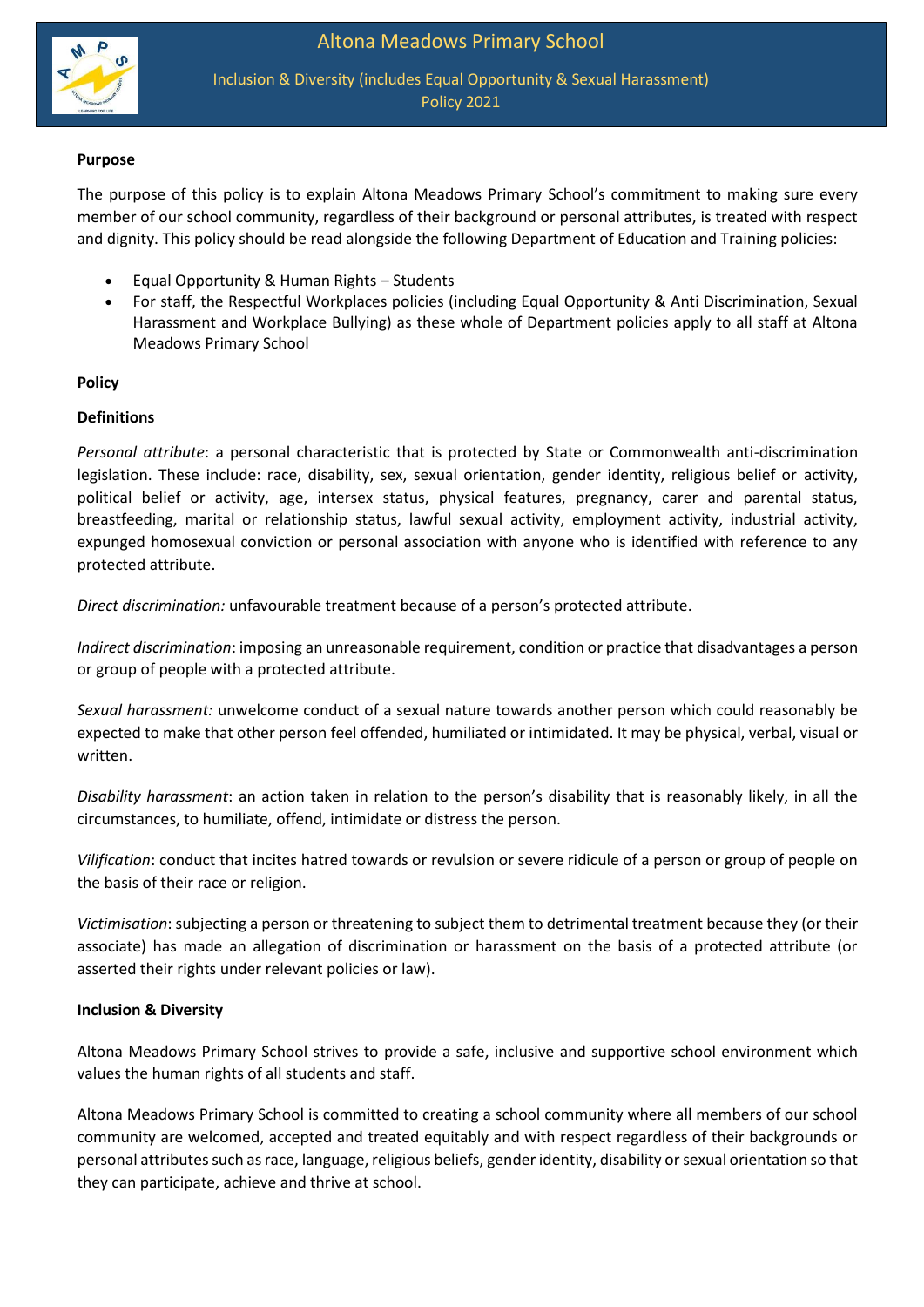# Altona Meadows Primary School

## Inclusion & Diversity (includes Equal Opportunity & Sexual Harassment) Policy 2021

**Purpose**

The purpose of this policy is to explain Altona Meadows Primary School's commitment to making sure every member of our school community, regardless of their background or personal attributes, is treated with respect and dignity. This policy should be read alongside the following Department of Education and Training policies:

- Equal Opportunity & Human Rights – Students
- For staff, the Respectful Workplaces policies (including Equal Opportunity & Anti Discrimination, Sexual Harassment and Workplace Bullying) as these whole of Department policies apply to all staff at Altona Meadows Primary School

**Policy**

**Definitions**

*Personal attribute*: a personal characteristic that is protected by State or Commonwealth anti-discrimination legislation. These include: race, disability, sex, sexual orientation, gender identity, religious belief or activity, political belief or activity, age, intersex status, physical features, pregnancy, carer and parental status, breastfeeding, marital or relationship status, lawful sexual activity, employment activity, industrial activity, expunged homosexual conviction or personal association with anyone who is identified with reference to any protected attribute.

*Direct discrimination:* unfavourable treatment because of a person's protected attribute.

*Indirect discrimination*: imposing an unreasonable requirement, condition or practice that disadvantages a person or group of people with a protected attribute.

*Sexual harassment:* unwelcome conduct of a sexual nature towards another person which could reasonably be expected to make that other person feel offended, humiliated or intimidated. It may be physical, verbal, visual or written.

*Disability harassment*: an action taken in relation to the person's disability that is reasonably likely, in all the circumstances, to humiliate, offend, intimidate or distress the person.

*Vilification*: conduct that incites hatred towards or revulsion or severe ridicule of a person or group of people on the basis of their race or religion.

*Victimisation*: subjecting a person or threatening to subject them to detrimental treatment because they (or their associate) has made an allegation of discrimination or harassment on the basis of a protected attribute (or asserted their rights under relevant policies or law).

**Inclusion & Diversity**

Altona Meadows Primary School strives to provide a safe, inclusive and supportive school environment which values the human rights of all students and staff.

Altona Meadows Primary School is committed to creating a school community where all members of our school community are welcomed, accepted and treated equitably and with respect regardless of their backgrounds or personal attributes such as race, language, religious beliefs, gender identity, disability or sexual orientation so that they can participate, achieve and thrive at school.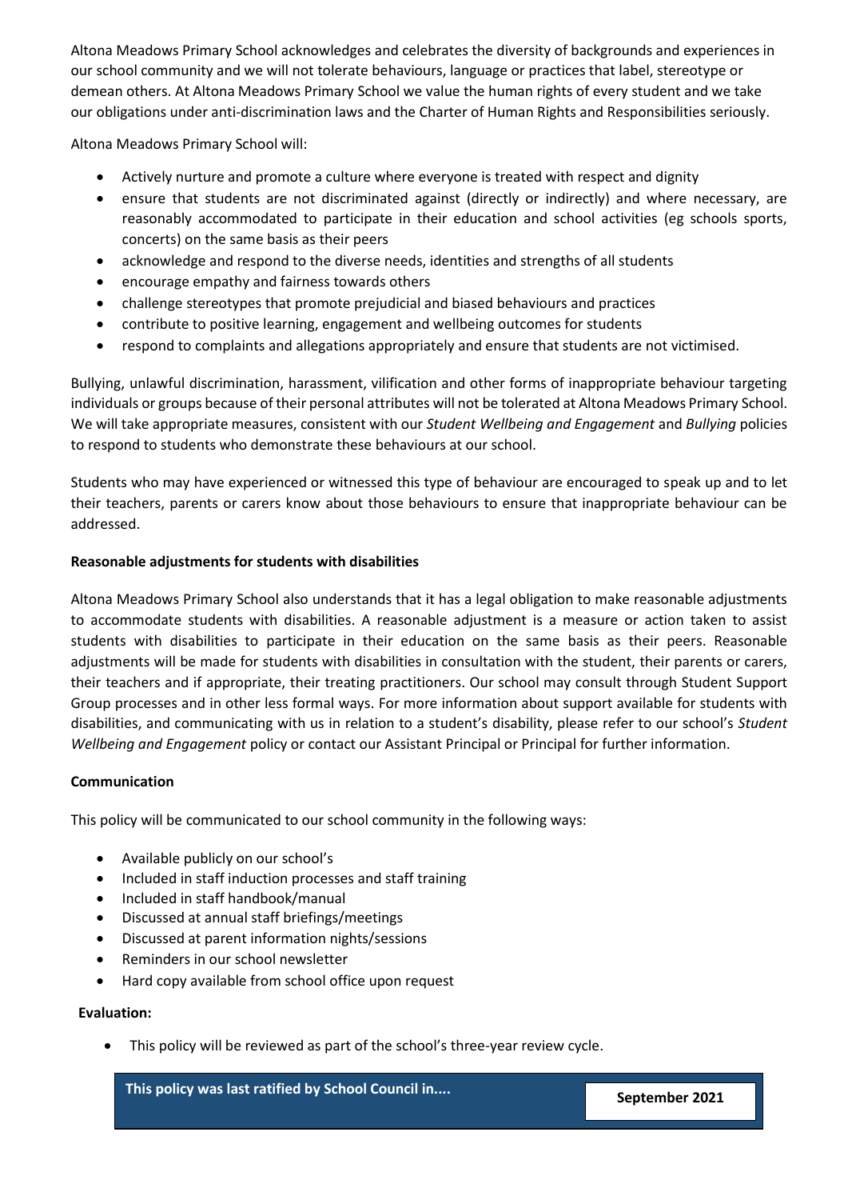Altona Meadows Primary School acknowledges and celebrates the diversity of backgrounds and experiences in our school community and we will not tolerate behaviours, language or practices that label, stereotype or demean others. At Altona Meadows Primary School we value the human rights of every student and we take our obligations under anti-discrimination laws and the Charter of Human Rights and Responsibilities seriously.

Altona Meadows Primary School will:

- Actively nurture and promote a culture where everyone is treated with respect and dignity
- ensure that students are not discriminated against (directly or indirectly) and where necessary, are reasonably accommodated to participate in their education and school activities (eg schools sports, concerts) on the same basis as their peers
- acknowledge and respond to the diverse needs, identities and strengths of all students
- encourage empathy and fairness towards others
- challenge stereotypes that promote prejudicial and biased behaviours and practices
- contribute to positive learning, engagement and wellbeing outcomes for students
- respond to complaints and allegations appropriately and ensure that students are not victimised.

Bullying, unlawful discrimination, harassment, vilification and other forms of inappropriate behaviour targeting individuals or groups because of their personal attributes will not be tolerated at Altona Meadows Primary School. We will take appropriate measures, consistent with our *Student Wellbeing and Engagement* and *Bullying* policies to respond to students who demonstrate these behaviours at our school.

Students who may have experienced or witnessed this type of behaviour are encouraged to speak up and to let their teachers, parents or carers know about those behaviours to ensure that inappropriate behaviour can be addressed.

**Reasonable adjustments for students with disabilities**

Altona Meadows Primary School also understands that it has a legal obligation to make reasonable adjustments to accommodate students with disabilities. A reasonable adjustment is a measure or action taken to assist students with disabilities to participate in their education on the same basis as their peers. Reasonable adjustments will be made for students with disabilities in consultation with the student, their parents or carers, their teachers and if appropriate, their treating practitioners. Our school may consult through Student Support Group processes and in other less formal ways. For more information about support available for students with disabilities, and communicating with us in relation to a student's disability, please refer to our school's *Student Wellbeing and Engagement* policy or contact our Assistant Principal or Principal for further information.

**Communication**

This policy will be communicated to our school community in the following ways:

- Available publicly on our school's
- Included in staff induction processes and staff training
- Included in staff handbook/manual
- Discussed at annual staff briefings/meetings
- Discussed at parent information nights/sessions
- Reminders in our school newsletter
- Hard copy available from school office upon request

**Evaluation:**

- This policy will be reviewed as part of the school's three-year review cycle.

| | |
|---|---|
| **This policy was last ratified by School Council in....** | **September 2021** |